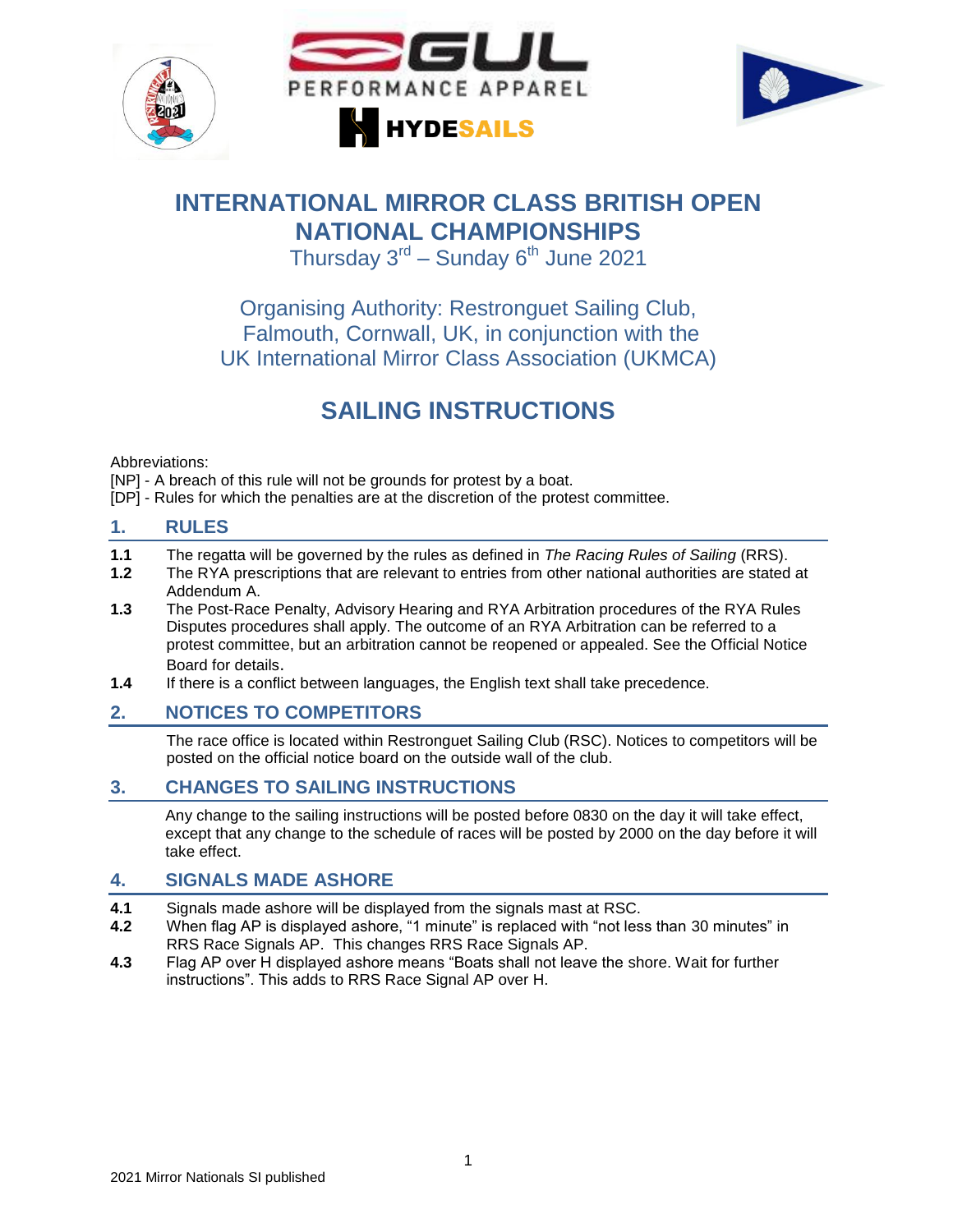# INTERNATIONAL MIRROR CLASS BRITISH OPEN NATIONAL CHAMPIONSHIPS

Thursday 3rd – Sunday 6th June 2021

Organising Authority: Restronguet Sailing Club, Falmouth, Cornwall, UK, in conjunction with the UK International Mirror Class Association (UKMCA)

# SAILING INSTRUCTIONS

Abbreviations:
[NP] - A breach of this rule will not be grounds for protest by a boat.
[DP] - Rules for which the penalties are at the discretion of the protest committee.

## 1. RULES

**1.1** The regatta will be governed by the rules as defined in *The Racing Rules of Sailing* (RRS).

**1.2** The RYA prescriptions that are relevant to entries from other national authorities are stated at Addendum A.

**1.3** The Post-Race Penalty, Advisory Hearing and RYA Arbitration procedures of the RYA Rules Disputes procedures shall apply. The outcome of an RYA Arbitration can be referred to a protest committee, but an arbitration cannot be reopened or appealed. See the Official Notice Board for details.

**1.4** If there is a conflict between languages, the English text shall take precedence.

## 2. NOTICES TO COMPETITORS

The race office is located within Restronguet Sailing Club (RSC). Notices to competitors will be posted on the official notice board on the outside wall of the club.

## 3. CHANGES TO SAILING INSTRUCTIONS

Any change to the sailing instructions will be posted before 0830 on the day it will take effect, except that any change to the schedule of races will be posted by 2000 on the day before it will take effect.

## 4. SIGNALS MADE ASHORE

**4.1** Signals made ashore will be displayed from the signals mast at RSC.

**4.2** When flag AP is displayed ashore, "1 minute" is replaced with "not less than 30 minutes" in RRS Race Signals AP. This changes RRS Race Signals AP.

**4.3** Flag AP over H displayed ashore means "Boats shall not leave the shore. Wait for further instructions". This adds to RRS Race Signal AP over H.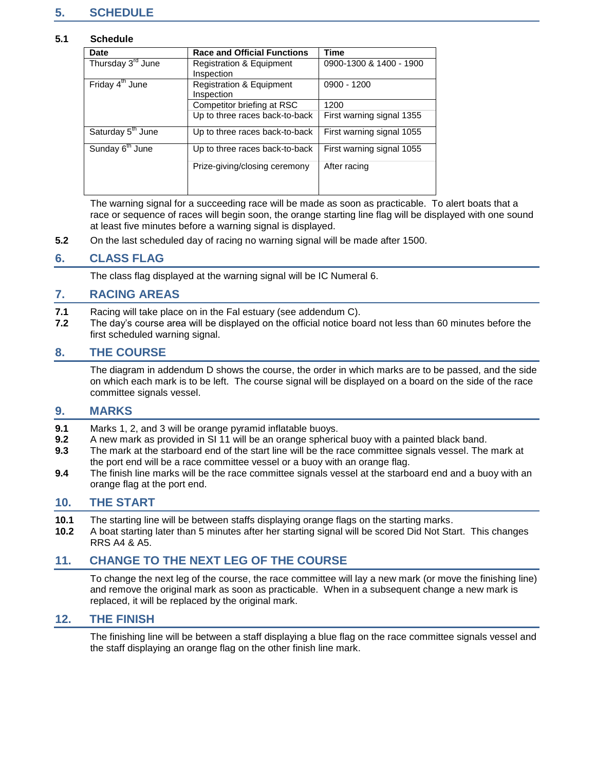## 5. SCHEDULE

### 5.1 Schedule

| Date | Race and Official Functions | Time |
|---|---|---|
| Thursday 3rd June | Registration & Equipment Inspection | 0900-1300 & 1400 - 1900 |
| Friday 4th June | Registration & Equipment Inspection | 0900 - 1200 |
| | Competitor briefing at RSC | 1200 |
| | Up to three races back-to-back | First warning signal 1355 |
| Saturday 5th June | Up to three races back-to-back | First warning signal 1055 |
| Sunday 6th June | Up to three races back-to-back | First warning signal 1055 |
| | Prize-giving/closing ceremony | After racing |

The warning signal for a succeeding race will be made as soon as practicable. To alert boats that a race or sequence of races will begin soon, the orange starting line flag will be displayed with one sound at least five minutes before a warning signal is displayed.

**5.2** On the last scheduled day of racing no warning signal will be made after 1500.

## 6. CLASS FLAG

The class flag displayed at the warning signal will be IC Numeral 6.

## 7. RACING AREAS

**7.1** Racing will take place on in the Fal estuary (see addendum C).

**7.2** The day's course area will be displayed on the official notice board not less than 60 minutes before the first scheduled warning signal.

## 8. THE COURSE

The diagram in addendum D shows the course, the order in which marks are to be passed, and the side on which each mark is to be left. The course signal will be displayed on a board on the side of the race committee signals vessel.

## 9. MARKS

**9.1** Marks 1, 2, and 3 will be orange pyramid inflatable buoys.

**9.2** A new mark as provided in SI 11 will be an orange spherical buoy with a painted black band.

**9.3** The mark at the starboard end of the start line will be the race committee signals vessel. The mark at the port end will be a race committee vessel or a buoy with an orange flag.

**9.4** The finish line marks will be the race committee signals vessel at the starboard end and a buoy with an orange flag at the port end.

## 10. THE START

**10.1** The starting line will be between staffs displaying orange flags on the starting marks.

**10.2** A boat starting later than 5 minutes after her starting signal will be scored Did Not Start. This changes RRS A4 & A5.

## 11. CHANGE TO THE NEXT LEG OF THE COURSE

To change the next leg of the course, the race committee will lay a new mark (or move the finishing line) and remove the original mark as soon as practicable. When in a subsequent change a new mark is replaced, it will be replaced by the original mark.

## 12. THE FINISH

The finishing line will be between a staff displaying a blue flag on the race committee signals vessel and the staff displaying an orange flag on the other finish line mark.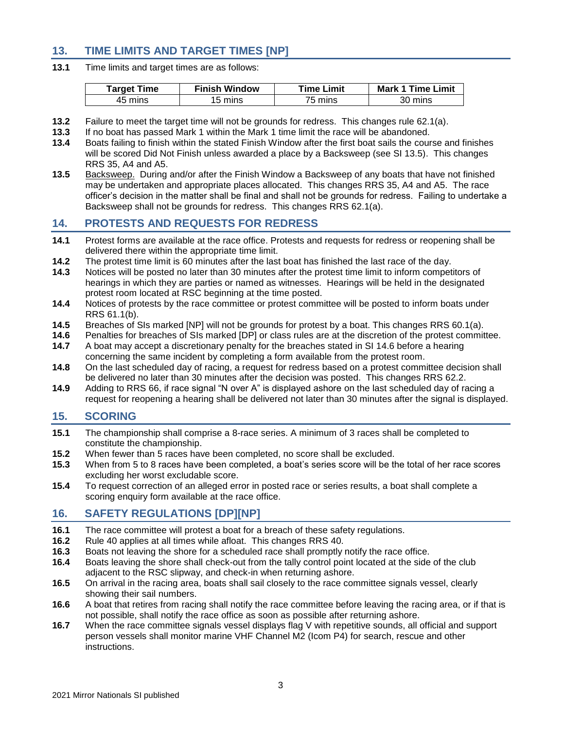## 13. TIME LIMITS AND TARGET TIMES [NP]

**13.1** Time limits and target times are as follows:

| Target Time | Finish Window | Time Limit | Mark 1 Time Limit |
|---|---|---|---|
| 45 mins | 15 mins | 75 mins | 30 mins |

**13.2** Failure to meet the target time will not be grounds for redress. This changes rule 62.1(a).

**13.3** If no boat has passed Mark 1 within the Mark 1 time limit the race will be abandoned.

**13.4** Boats failing to finish within the stated Finish Window after the first boat sails the course and finishes will be scored Did Not Finish unless awarded a place by a Backsweep (see SI 13.5). This changes RRS 35, A4 and A5.

**13.5** Backsweep. During and/or after the Finish Window a Backsweep of any boats that have not finished may be undertaken and appropriate places allocated. This changes RRS 35, A4 and A5. The race officer's decision in the matter shall be final and shall not be grounds for redress. Failing to undertake a Backsweep shall not be grounds for redress. This changes RRS 62.1(a).

## 14. PROTESTS AND REQUESTS FOR REDRESS

**14.1** Protest forms are available at the race office. Protests and requests for redress or reopening shall be delivered there within the appropriate time limit.

**14.2** The protest time limit is 60 minutes after the last boat has finished the last race of the day.

**14.3** Notices will be posted no later than 30 minutes after the protest time limit to inform competitors of hearings in which they are parties or named as witnesses. Hearings will be held in the designated protest room located at RSC beginning at the time posted.

**14.4** Notices of protests by the race committee or protest committee will be posted to inform boats under RRS 61.1(b).

**14.5** Breaches of SIs marked [NP] will not be grounds for protest by a boat. This changes RRS 60.1(a).

**14.6** Penalties for breaches of SIs marked [DP] or class rules are at the discretion of the protest committee.

**14.7** A boat may accept a discretionary penalty for the breaches stated in SI 14.6 before a hearing concerning the same incident by completing a form available from the protest room.

**14.8** On the last scheduled day of racing, a request for redress based on a protest committee decision shall be delivered no later than 30 minutes after the decision was posted. This changes RRS 62.2.

**14.9** Adding to RRS 66, if race signal "N over A" is displayed ashore on the last scheduled day of racing a request for reopening a hearing shall be delivered not later than 30 minutes after the signal is displayed.

## 15. SCORING

**15.1** The championship shall comprise a 8-race series. A minimum of 3 races shall be completed to constitute the championship.

**15.2** When fewer than 5 races have been completed, no score shall be excluded.

**15.3** When from 5 to 8 races have been completed, a boat's series score will be the total of her race scores excluding her worst excludable score.

**15.4** To request correction of an alleged error in posted race or series results, a boat shall complete a scoring enquiry form available at the race office.

## 16. SAFETY REGULATIONS [DP][NP]

**16.1** The race committee will protest a boat for a breach of these safety regulations.

**16.2** Rule 40 applies at all times while afloat. This changes RRS 40.

**16.3** Boats not leaving the shore for a scheduled race shall promptly notify the race office.

**16.4** Boats leaving the shore shall check-out from the tally control point located at the side of the club adjacent to the RSC slipway, and check-in when returning ashore.

**16.5** On arrival in the racing area, boats shall sail closely to the race committee signals vessel, clearly showing their sail numbers.

**16.6** A boat that retires from racing shall notify the race committee before leaving the racing area, or if that is not possible, shall notify the race office as soon as possible after returning ashore.

**16.7** When the race committee signals vessel displays flag V with repetitive sounds, all official and support person vessels shall monitor marine VHF Channel M2 (Icom P4) for search, rescue and other instructions.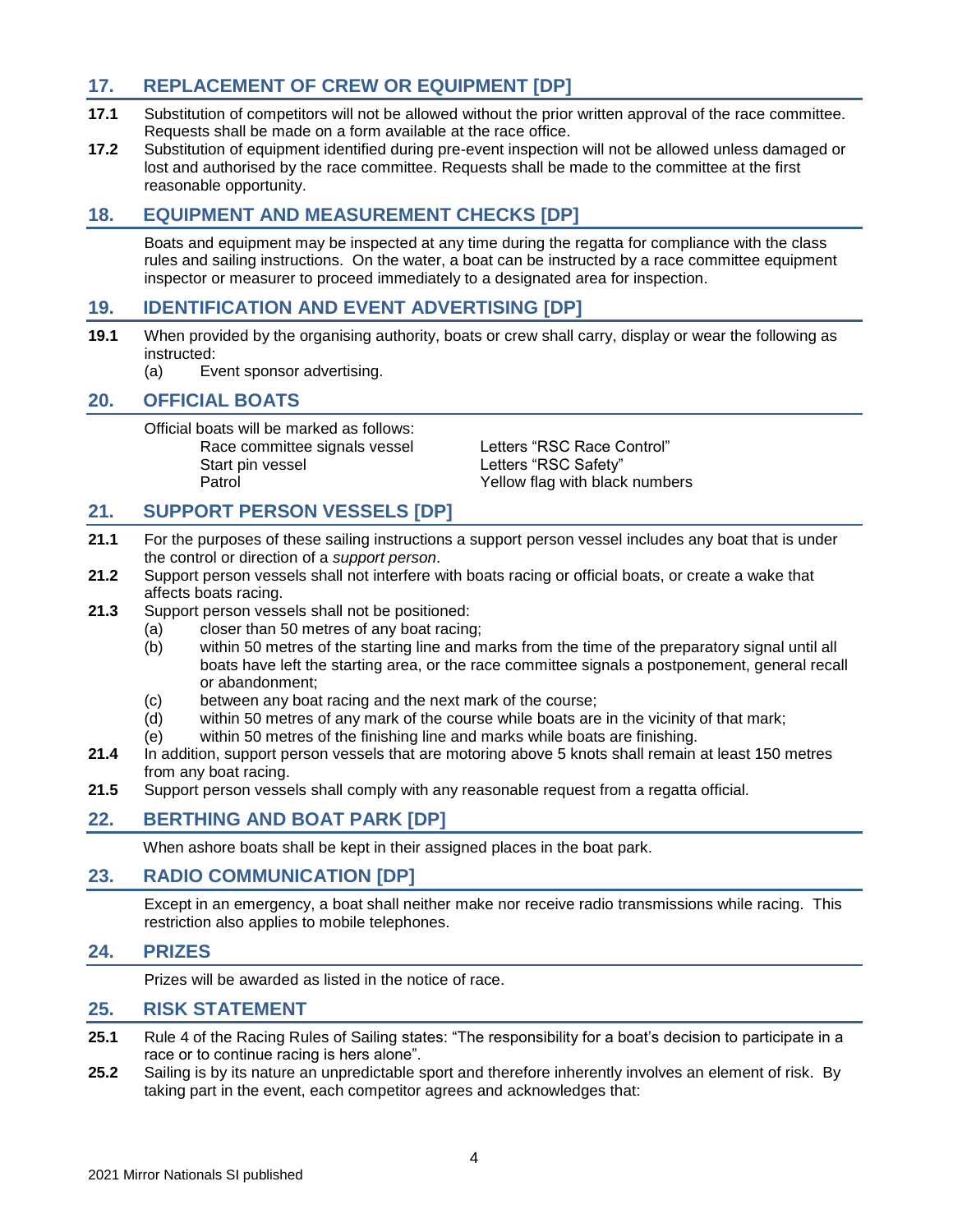## 17. REPLACEMENT OF CREW OR EQUIPMENT [DP]

**17.1** Substitution of competitors will not be allowed without the prior written approval of the race committee. Requests shall be made on a form available at the race office.

**17.2** Substitution of equipment identified during pre-event inspection will not be allowed unless damaged or lost and authorised by the race committee. Requests shall be made to the committee at the first reasonable opportunity.

## 18. EQUIPMENT AND MEASUREMENT CHECKS [DP]

Boats and equipment may be inspected at any time during the regatta for compliance with the class rules and sailing instructions. On the water, a boat can be instructed by a race committee equipment inspector or measurer to proceed immediately to a designated area for inspection.

## 19. IDENTIFICATION AND EVENT ADVERTISING [DP]

**19.1** When provided by the organising authority, boats or crew shall carry, display or wear the following as instructed:
- (a) Event sponsor advertising.

## 20. OFFICIAL BOATS

Official boats will be marked as follows:

| | |
|---|---|
| Race committee signals vessel | Letters “RSC Race Control” |
| Start pin vessel | Letters “RSC Safety” |
| Patrol | Yellow flag with black numbers |

## 21. SUPPORT PERSON VESSELS [DP]

**21.1** For the purposes of these sailing instructions a support person vessel includes any boat that is under the control or direction of a *support person*.

**21.2** Support person vessels shall not interfere with boats racing or official boats, or create a wake that affects boats racing.

**21.3** Support person vessels shall not be positioned:
- (a) closer than 50 metres of any boat racing;
- (b) within 50 metres of the starting line and marks from the time of the preparatory signal until all boats have left the starting area, or the race committee signals a postponement, general recall or abandonment;
- (c) between any boat racing and the next mark of the course;
- (d) within 50 metres of any mark of the course while boats are in the vicinity of that mark;
- (e) within 50 metres of the finishing line and marks while boats are finishing.

**21.4** In addition, support person vessels that are motoring above 5 knots shall remain at least 150 metres from any boat racing.

**21.5** Support person vessels shall comply with any reasonable request from a regatta official.

## 22. BERTHING AND BOAT PARK [DP]

When ashore boats shall be kept in their assigned places in the boat park.

## 23. RADIO COMMUNICATION [DP]

Except in an emergency, a boat shall neither make nor receive radio transmissions while racing. This restriction also applies to mobile telephones.

## 24. PRIZES

Prizes will be awarded as listed in the notice of race.

## 25. RISK STATEMENT

**25.1** Rule 4 of the Racing Rules of Sailing states: “The responsibility for a boat’s decision to participate in a race or to continue racing is hers alone”.

**25.2** Sailing is by its nature an unpredictable sport and therefore inherently involves an element of risk. By taking part in the event, each competitor agrees and acknowledges that: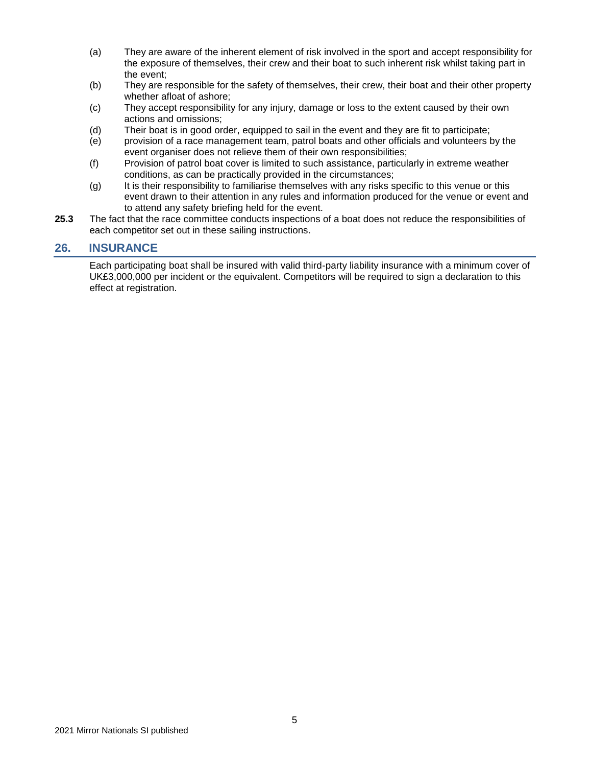(a) They are aware of the inherent element of risk involved in the sport and accept responsibility for the exposure of themselves, their crew and their boat to such inherent risk whilst taking part in the event;

(b) They are responsible for the safety of themselves, their crew, their boat and their other property whether afloat of ashore;

(c) They accept responsibility for any injury, damage or loss to the extent caused by their own actions and omissions;

(d) Their boat is in good order, equipped to sail in the event and they are fit to participate;

(e) provision of a race management team, patrol boats and other officials and volunteers by the event organiser does not relieve them of their own responsibilities;

(f) Provision of patrol boat cover is limited to such assistance, particularly in extreme weather conditions, as can be practically provided in the circumstances;

(g) It is their responsibility to familiarise themselves with any risks specific to this venue or this event drawn to their attention in any rules and information produced for the venue or event and to attend any safety briefing held for the event.

**25.3** The fact that the race committee conducts inspections of a boat does not reduce the responsibilities of each competitor set out in these sailing instructions.

## 26. INSURANCE

Each participating boat shall be insured with valid third-party liability insurance with a minimum cover of UK£3,000,000 per incident or the equivalent. Competitors will be required to sign a declaration to this effect at registration.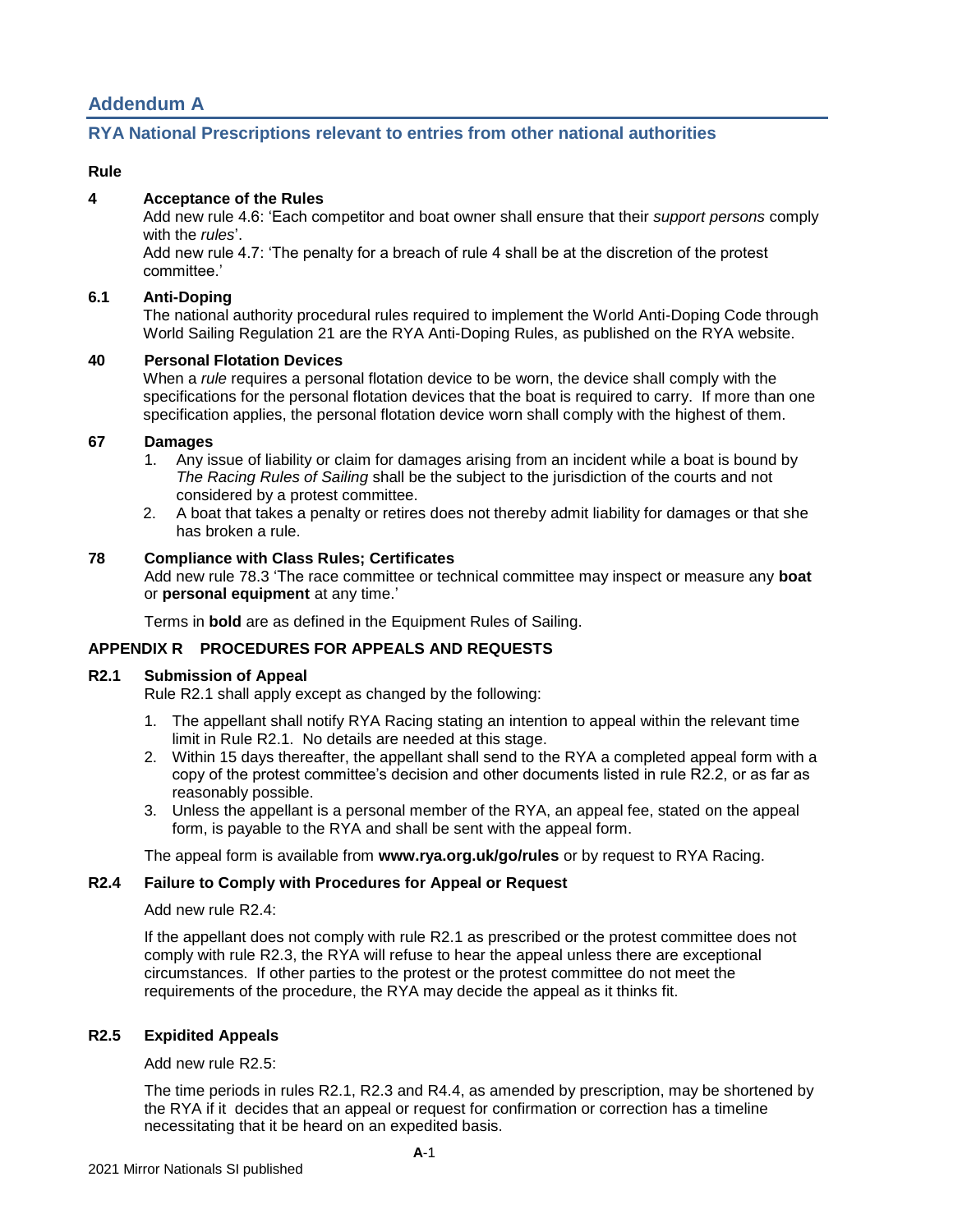# Addendum A

## RYA National Prescriptions relevant to entries from other national authorities

**Rule**

**4 Acceptance of the Rules**

Add new rule 4.6: 'Each competitor and boat owner shall ensure that their *support persons* comply with the *rules*'.

Add new rule 4.7: 'The penalty for a breach of rule 4 shall be at the discretion of the protest committee.'

**6.1 Anti-Doping**

The national authority procedural rules required to implement the World Anti-Doping Code through World Sailing Regulation 21 are the RYA Anti-Doping Rules, as published on the RYA website.

**40 Personal Flotation Devices**

When a *rule* requires a personal flotation device to be worn, the device shall comply with the specifications for the personal flotation devices that the boat is required to carry. If more than one specification applies, the personal flotation device worn shall comply with the highest of them.

**67 Damages**

1. Any issue of liability or claim for damages arising from an incident while a boat is bound by *The Racing Rules of Sailing* shall be the subject to the jurisdiction of the courts and not considered by a protest committee.
2. A boat that takes a penalty or retires does not thereby admit liability for damages or that she has broken a rule.

**78 Compliance with Class Rules; Certificates**

Add new rule 78.3 'The race committee or technical committee may inspect or measure any **boat** or **personal equipment** at any time.'

Terms in **bold** are as defined in the Equipment Rules of Sailing.

**APPENDIX R PROCEDURES FOR APPEALS AND REQUESTS**

**R2.1 Submission of Appeal**

Rule R2.1 shall apply except as changed by the following:

1. The appellant shall notify RYA Racing stating an intention to appeal within the relevant time limit in Rule R2.1. No details are needed at this stage.
2. Within 15 days thereafter, the appellant shall send to the RYA a completed appeal form with a copy of the protest committee's decision and other documents listed in rule R2.2, or as far as reasonably possible.
3. Unless the appellant is a personal member of the RYA, an appeal fee, stated on the appeal form, is payable to the RYA and shall be sent with the appeal form.

The appeal form is available from **www.rya.org.uk/go/rules** or by request to RYA Racing.

**R2.4 Failure to Comply with Procedures for Appeal or Request**

Add new rule R2.4:

If the appellant does not comply with rule R2.1 as prescribed or the protest committee does not comply with rule R2.3, the RYA will refuse to hear the appeal unless there are exceptional circumstances. If other parties to the protest or the protest committee do not meet the requirements of the procedure, the RYA may decide the appeal as it thinks fit.

**R2.5 Expidited Appeals**

Add new rule R2.5:

The time periods in rules R2.1, R2.3 and R4.4, as amended by prescription, may be shortened by the RYA if it decides that an appeal or request for confirmation or correction has a timeline necessitating that it be heard on an expedited basis.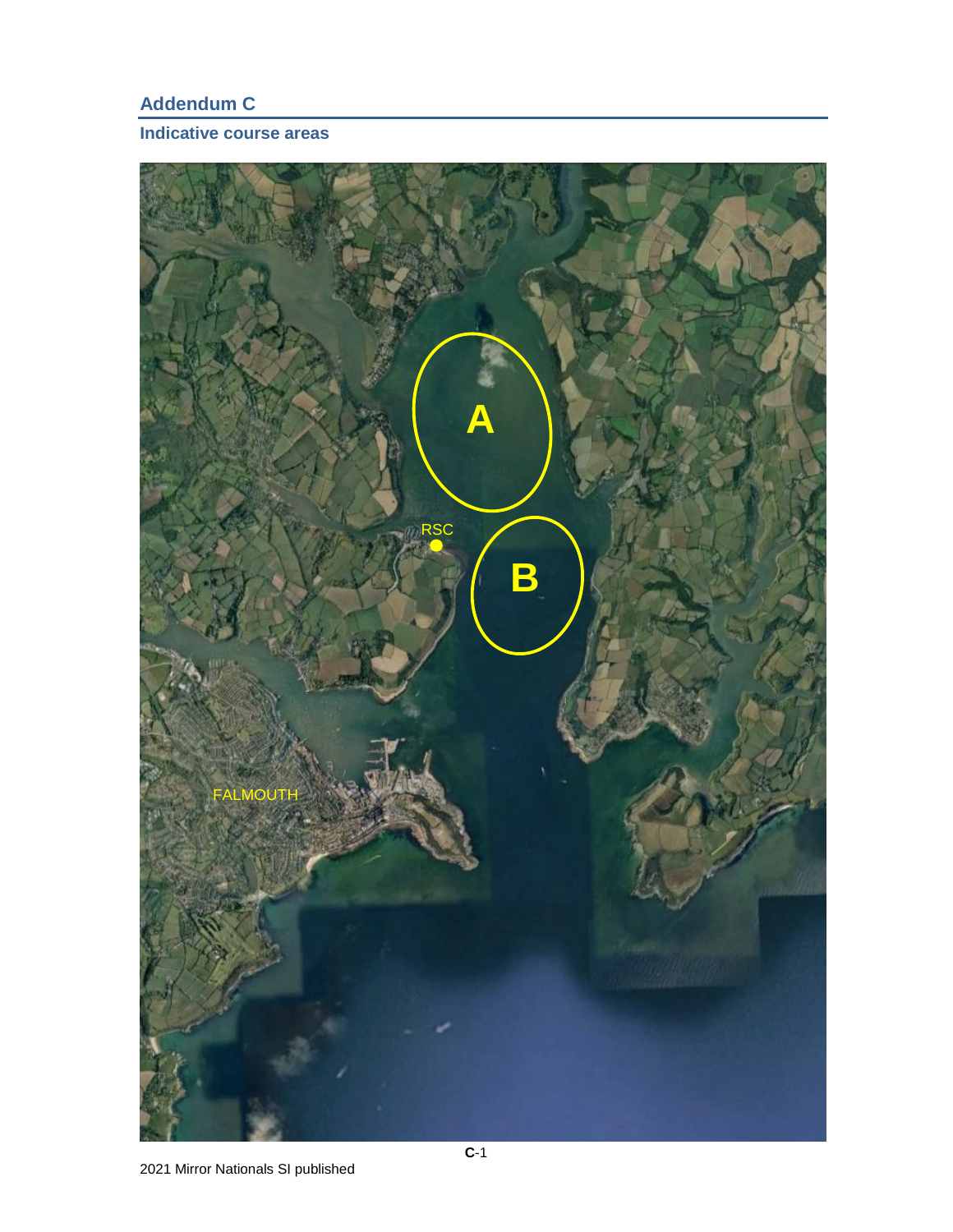## Addendum C

### Indicative course areas

A

RSC

B

FALMOUTH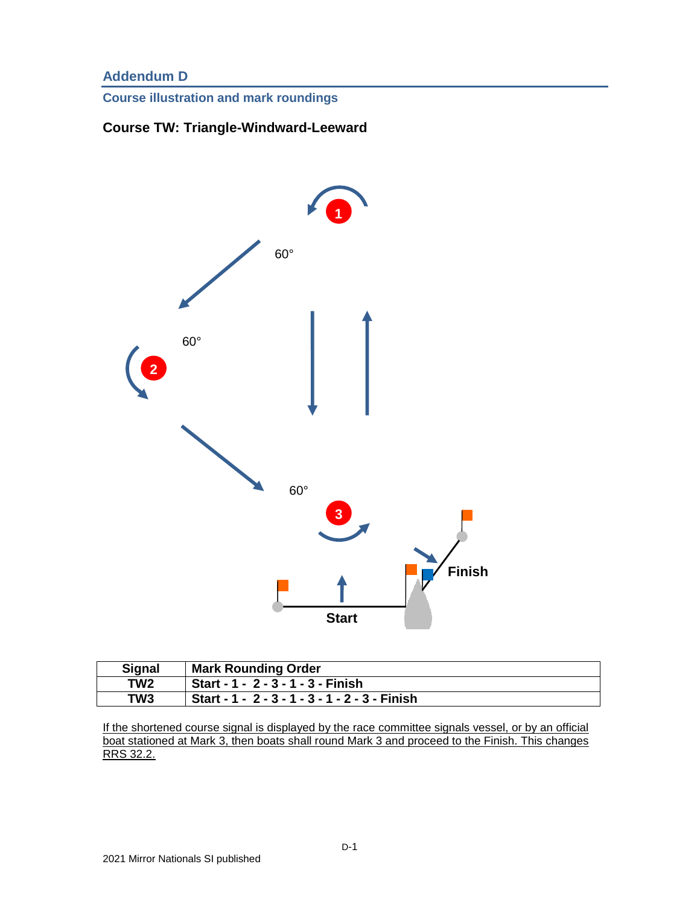## Addendum D

### Course illustration and mark roundings

**Course TW: Triangle-Windward-Leeward**

1

60°

60°

2

60°

3

Finish

Start

| Signal | Mark Rounding Order |
|---|---|
| TW2 | Start - 1 - 2 - 3 - 1 - 3 - Finish |
| TW3 | Start - 1 - 2 - 3 - 1 - 3 - 1 - 2 - 3 - Finish |

If the shortened course signal is displayed by the race committee signals vessel, or by an official boat stationed at Mark 3, then boats shall round Mark 3 and proceed to the Finish. This changes RRS 32.2.